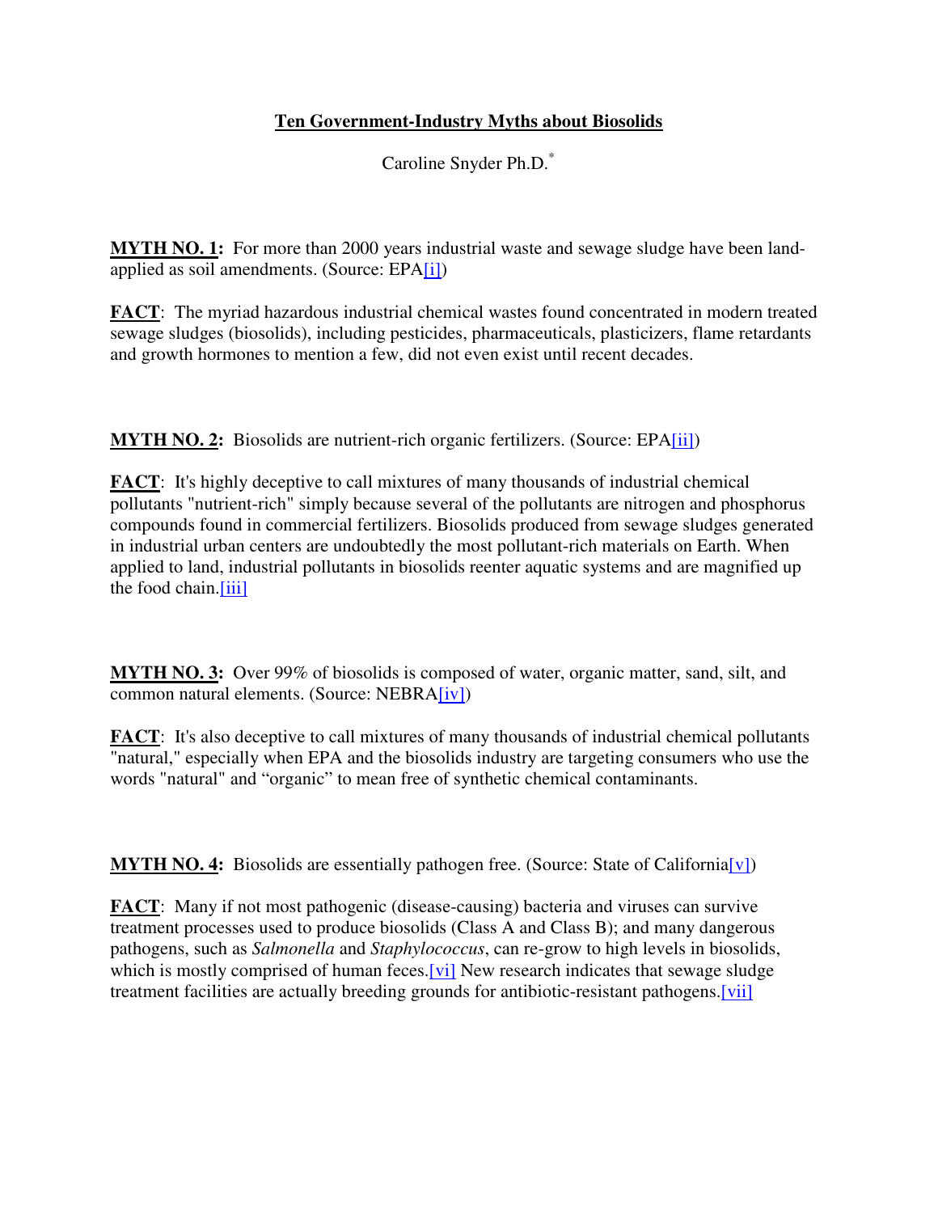# Ten Government-Industry Myths about Biosolids

Caroline Snyder Ph.D.[*]

**MYTH NO. 1:** For more than 2000 years industrial waste and sewage sludge have been land-applied as soil amendments. (Source: EPA[i])

**FACT**: The myriad hazardous industrial chemical wastes found concentrated in modern treated sewage sludges (biosolids), including pesticides, pharmaceuticals, plasticizers, flame retardants and growth hormones to mention a few, did not even exist until recent decades.

**MYTH NO. 2:** Biosolids are nutrient-rich organic fertilizers. (Source: EPA[ii])

**FACT**: It's highly deceptive to call mixtures of many thousands of industrial chemical pollutants "nutrient-rich" simply because several of the pollutants are nitrogen and phosphorus compounds found in commercial fertilizers. Biosolids produced from sewage sludges generated in industrial urban centers are undoubtedly the most pollutant-rich materials on Earth. When applied to land, industrial pollutants in biosolids reenter aquatic systems and are magnified up the food chain.[iii]

**MYTH NO. 3:** Over 99% of biosolids is composed of water, organic matter, sand, silt, and common natural elements. (Source: NEBRA[iv])

**FACT**: It's also deceptive to call mixtures of many thousands of industrial chemical pollutants "natural," especially when EPA and the biosolids industry are targeting consumers who use the words "natural" and "organic" to mean free of synthetic chemical contaminants.

**MYTH NO. 4:** Biosolids are essentially pathogen free. (Source: State of California[v])

**FACT**: Many if not most pathogenic (disease-causing) bacteria and viruses can survive treatment processes used to produce biosolids (Class A and Class B); and many dangerous pathogens, such as *Salmonella* and *Staphylococcus*, can re-grow to high levels in biosolids, which is mostly comprised of human feces.[vi] New research indicates that sewage sludge treatment facilities are actually breeding grounds for antibiotic-resistant pathogens.[vii]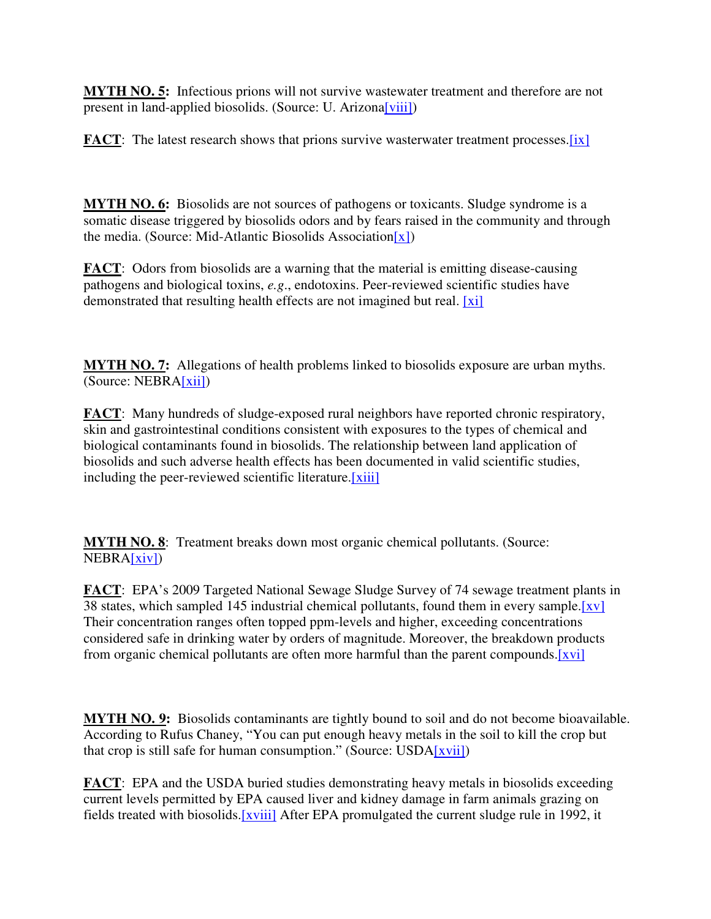**MYTH NO. 5:** Infectious prions will not survive wastewater treatment and therefore are not present in land-applied biosolids. (Source: U. Arizona[viii])

**FACT**: The latest research shows that prions survive wasterwater treatment processes.[ix]

**MYTH NO. 6:** Biosolids are not sources of pathogens or toxicants. Sludge syndrome is a somatic disease triggered by biosolids odors and by fears raised in the community and through the media. (Source: Mid-Atlantic Biosolids Association[x])

**FACT**: Odors from biosolids are a warning that the material is emitting disease-causing pathogens and biological toxins, *e.g*., endotoxins. Peer-reviewed scientific studies have demonstrated that resulting health effects are not imagined but real. [xi]

**MYTH NO. 7:** Allegations of health problems linked to biosolids exposure are urban myths. (Source: NEBRA[xii])

**FACT**: Many hundreds of sludge-exposed rural neighbors have reported chronic respiratory, skin and gastrointestinal conditions consistent with exposures to the types of chemical and biological contaminants found in biosolids. The relationship between land application of biosolids and such adverse health effects has been documented in valid scientific studies, including the peer-reviewed scientific literature.[xiii]

**MYTH NO. 8**: Treatment breaks down most organic chemical pollutants. (Source: NEBRA[xiv])

**FACT**: EPA's 2009 Targeted National Sewage Sludge Survey of 74 sewage treatment plants in 38 states, which sampled 145 industrial chemical pollutants, found them in every sample.[xv] Their concentration ranges often topped ppm-levels and higher, exceeding concentrations considered safe in drinking water by orders of magnitude. Moreover, the breakdown products from organic chemical pollutants are often more harmful than the parent compounds.[xvi]

**MYTH NO. 9:** Biosolids contaminants are tightly bound to soil and do not become bioavailable. According to Rufus Chaney, "You can put enough heavy metals in the soil to kill the crop but that crop is still safe for human consumption." (Source: USDA[xvii])

**FACT**: EPA and the USDA buried studies demonstrating heavy metals in biosolids exceeding current levels permitted by EPA caused liver and kidney damage in farm animals grazing on fields treated with biosolids.[xviii] After EPA promulgated the current sludge rule in 1992, it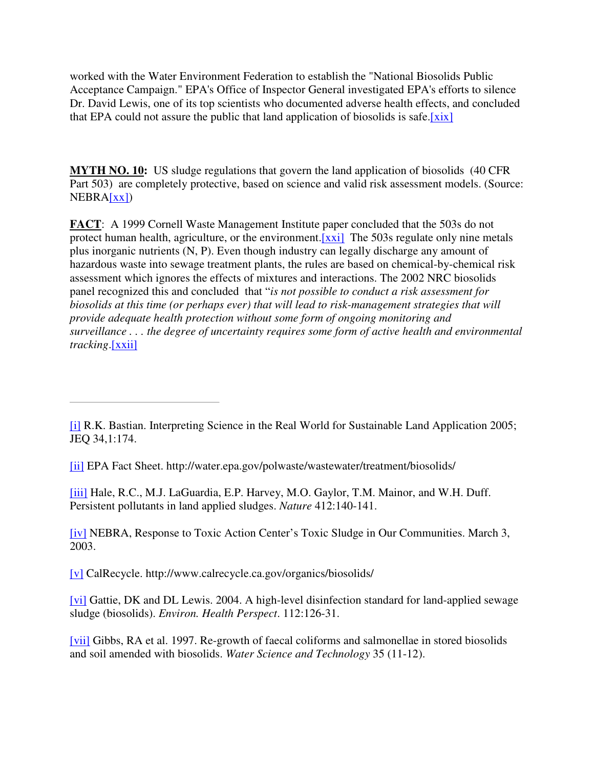worked with the Water Environment Federation to establish the "National Biosolids Public Acceptance Campaign." EPA's Office of Inspector General investigated EPA's efforts to silence Dr. David Lewis, one of its top scientists who documented adverse health effects, and concluded that EPA could not assure the public that land application of biosolids is safe.[xix]

**MYTH NO. 10:** US sludge regulations that govern the land application of biosolids (40 CFR Part 503) are completely protective, based on science and valid risk assessment models. (Source: NEBRA[xx])

**FACT**: A 1999 Cornell Waste Management Institute paper concluded that the 503s do not protect human health, agriculture, or the environment.[xxi] The 503s regulate only nine metals plus inorganic nutrients (N, P). Even though industry can legally discharge any amount of hazardous waste into sewage treatment plants, the rules are based on chemical-by-chemical risk assessment which ignores the effects of mixtures and interactions. The 2002 NRC biosolids panel recognized this and concluded that "*is not possible to conduct a risk assessment for biosolids at this time (or perhaps ever) that will lead to risk-management strategies that will provide adequate health protection without some form of ongoing monitoring and surveillance . . . the degree of uncertainty requires some form of active health and environmental tracking*.[xxii]

---

[i] R.K. Bastian. Interpreting Science in the Real World for Sustainable Land Application 2005; JEQ 34,1:174.

[ii] EPA Fact Sheet. http://water.epa.gov/polwaste/wastewater/treatment/biosolids/

[iii] Hale, R.C., M.J. LaGuardia, E.P. Harvey, M.O. Gaylor, T.M. Mainor, and W.H. Duff. Persistent pollutants in land applied sludges. *Nature* 412:140-141.

[iv] NEBRA, Response to Toxic Action Center's Toxic Sludge in Our Communities. March 3, 2003.

[v] CalRecycle. http://www.calrecycle.ca.gov/organics/biosolids/

[vi] Gattie, DK and DL Lewis. 2004. A high-level disinfection standard for land-applied sewage sludge (biosolids). *Environ. Health Perspect*. 112:126-31.

[vii] Gibbs, RA et al. 1997. Re-growth of faecal coliforms and salmonellae in stored biosolids and soil amended with biosolids. *Water Science and Technology* 35 (11-12).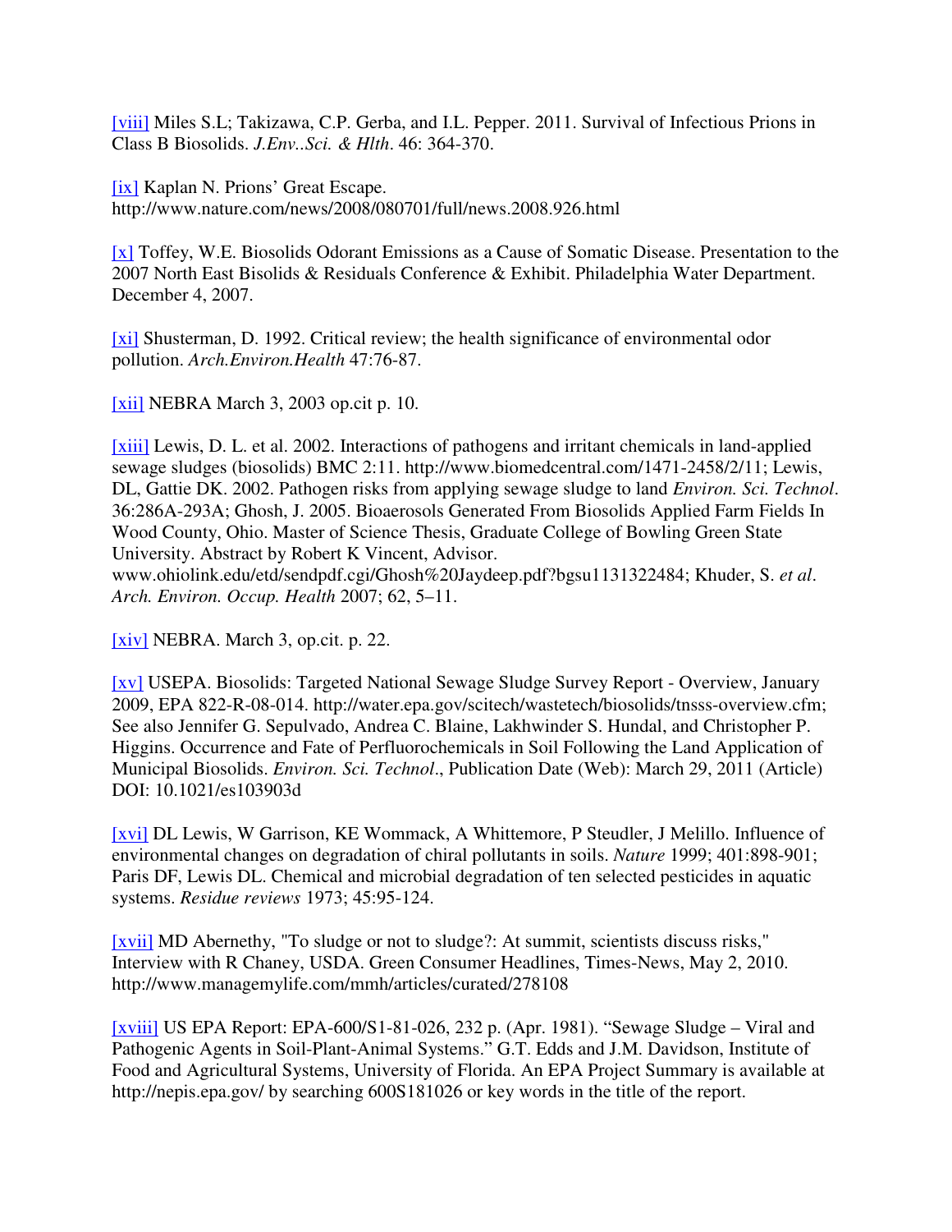[viii] Miles S.L; Takizawa, C.P. Gerba, and I.L. Pepper. 2011. Survival of Infectious Prions in Class B Biosolids. *J.Env..Sci. & Hlth*. 46: 364-370.

[ix] Kaplan N. Prions' Great Escape. http://www.nature.com/news/2008/080701/full/news.2008.926.html

[x] Toffey, W.E. Biosolids Odorant Emissions as a Cause of Somatic Disease. Presentation to the 2007 North East Bisolids & Residuals Conference & Exhibit. Philadelphia Water Department. December 4, 2007.

[xi] Shusterman, D. 1992. Critical review; the health significance of environmental odor pollution. *Arch.Environ.Health* 47:76-87.

[xii] NEBRA March 3, 2003 op.cit p. 10.

[xiii] Lewis, D. L. et al. 2002. Interactions of pathogens and irritant chemicals in land-applied sewage sludges (biosolids) BMC 2:11. http://www.biomedcentral.com/1471-2458/2/11; Lewis, DL, Gattie DK. 2002. Pathogen risks from applying sewage sludge to land *Environ. Sci. Technol*. 36:286A-293A; Ghosh, J. 2005. Bioaerosols Generated From Biosolids Applied Farm Fields In Wood County, Ohio. Master of Science Thesis, Graduate College of Bowling Green State University. Abstract by Robert K Vincent, Advisor. www.ohiolink.edu/etd/sendpdf.cgi/Ghosh%20Jaydeep.pdf?bgsu1131322484; Khuder, S. *et al*. *Arch. Environ. Occup. Health* 2007; 62, 5–11.

[xiv] NEBRA. March 3, op.cit. p. 22.

[xv] USEPA. Biosolids: Targeted National Sewage Sludge Survey Report - Overview, January 2009, EPA 822-R-08-014. http://water.epa.gov/scitech/wastetech/biosolids/tnsss-overview.cfm; See also Jennifer G. Sepulvado, Andrea C. Blaine, Lakhwinder S. Hundal, and Christopher P. Higgins. Occurrence and Fate of Perfluorochemicals in Soil Following the Land Application of Municipal Biosolids. *Environ. Sci. Technol*., Publication Date (Web): March 29, 2011 (Article) DOI: 10.1021/es103903d

[xvi] DL Lewis, W Garrison, KE Wommack, A Whittemore, P Steudler, J Melillo. Influence of environmental changes on degradation of chiral pollutants in soils. *Nature* 1999; 401:898-901; Paris DF, Lewis DL. Chemical and microbial degradation of ten selected pesticides in aquatic systems. *Residue reviews* 1973; 45:95-124.

[xvii] MD Abernethy, "To sludge or not to sludge?: At summit, scientists discuss risks," Interview with R Chaney, USDA. Green Consumer Headlines, Times-News, May 2, 2010. http://www.managemylife.com/mmh/articles/curated/278108

[xviii] US EPA Report: EPA-600/S1-81-026, 232 p. (Apr. 1981). "Sewage Sludge – Viral and Pathogenic Agents in Soil-Plant-Animal Systems." G.T. Edds and J.M. Davidson, Institute of Food and Agricultural Systems, University of Florida. An EPA Project Summary is available at http://nepis.epa.gov/ by searching 600S181026 or key words in the title of the report.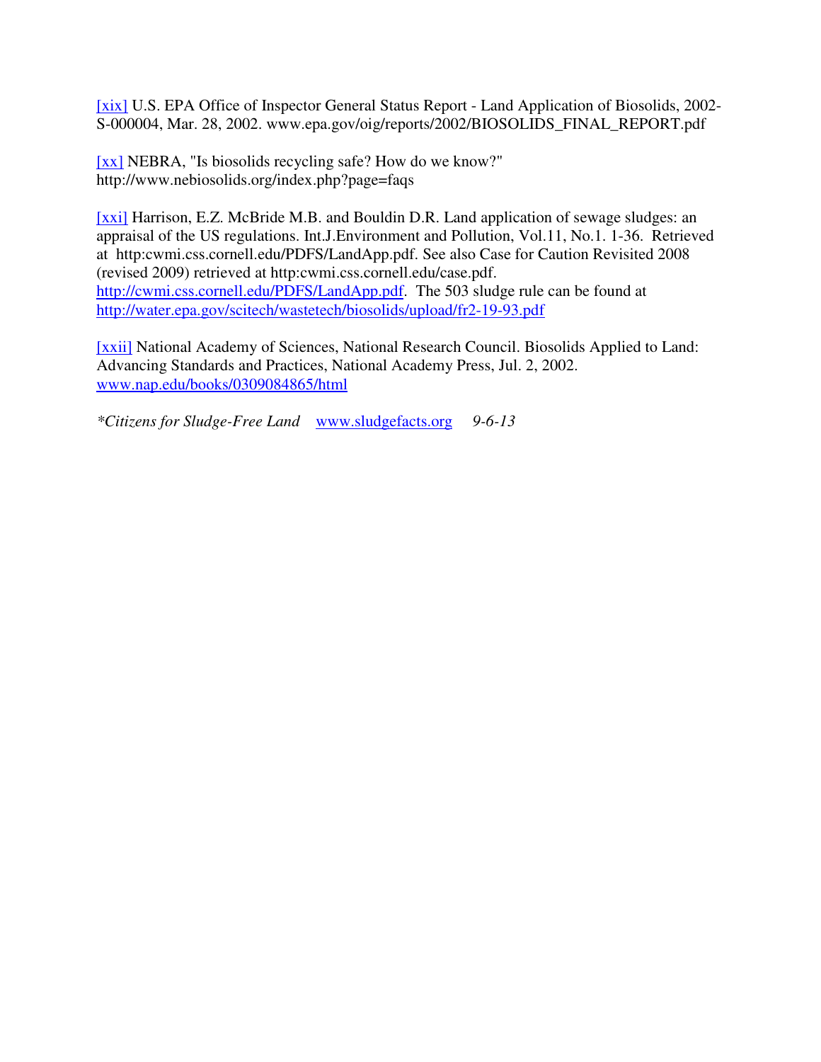[xix] U.S. EPA Office of Inspector General Status Report - Land Application of Biosolids, 2002-S-000004, Mar. 28, 2002. www.epa.gov/oig/reports/2002/BIOSOLIDS_FINAL_REPORT.pdf

[xx] NEBRA, "Is biosolids recycling safe? How do we know?" http://www.nebiosolids.org/index.php?page=faqs

[xxi] Harrison, E.Z. McBride M.B. and Bouldin D.R. Land application of sewage sludges: an appraisal of the US regulations. Int.J.Environment and Pollution, Vol.11, No.1. 1-36. Retrieved at http:cwmi.css.cornell.edu/PDFS/LandApp.pdf. See also Case for Caution Revisited 2008 (revised 2009) retrieved at http:cwmi.css.cornell.edu/case.pdf. http://cwmi.css.cornell.edu/PDFS/LandApp.pdf. The 503 sludge rule can be found at http://water.epa.gov/scitech/wastetech/biosolids/upload/fr2-19-93.pdf

[xxii] National Academy of Sciences, National Research Council. Biosolids Applied to Land: Advancing Standards and Practices, National Academy Press, Jul. 2, 2002. www.nap.edu/books/0309084865/html

*\*Citizens for Sludge-Free Land* www.sludgefacts.org *9-6-13*